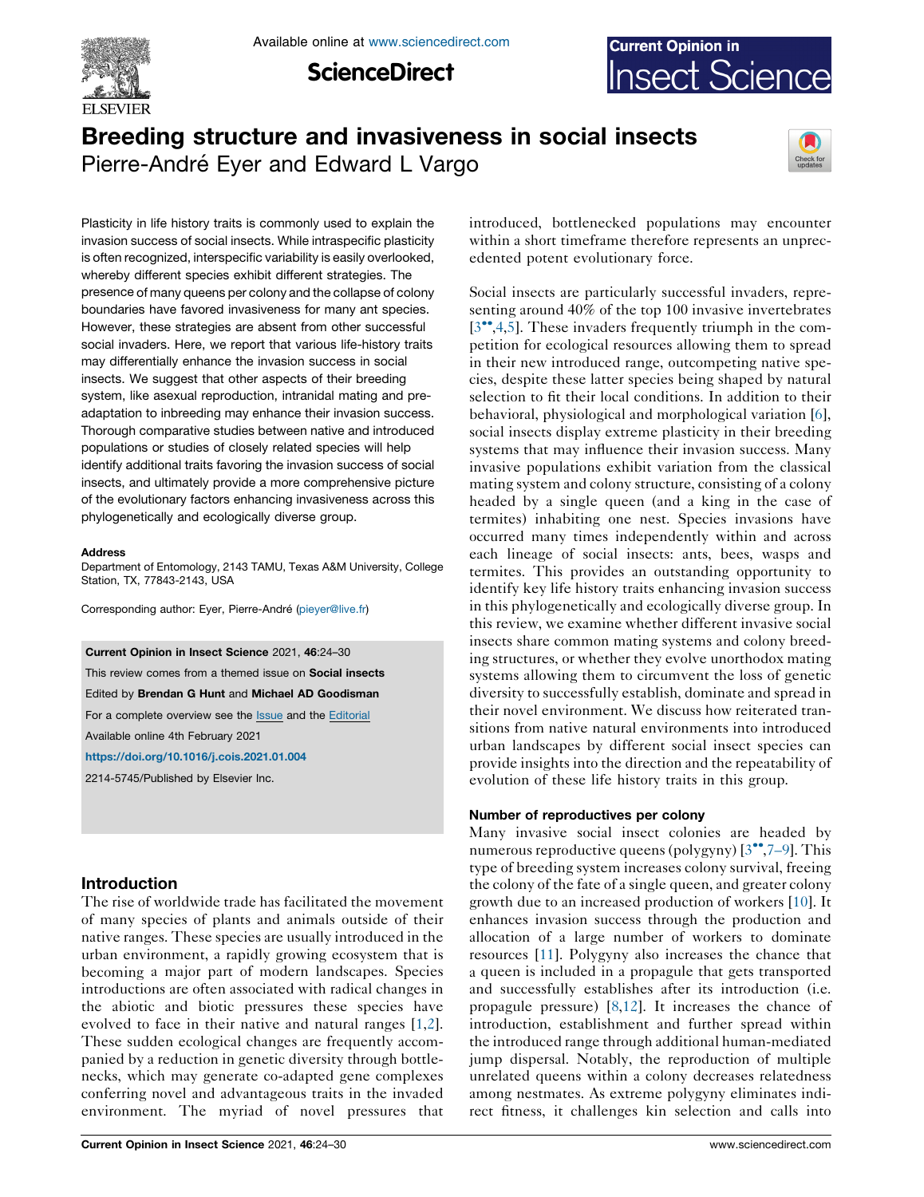# Breeding structure and invasiveness in social insects

Pierre-André Eyer and Edward L Vargo

Plasticity in life history traits is commonly used to explain the invasion success of social insects. While intraspecific plasticity is often recognized, interspecific variability is easily overlooked, whereby different species exhibit different strategies. The presence of many queens per colony and the collapse of colony boundaries have favored invasiveness for many ant species. However, these strategies are absent from other successful social invaders. Here, we report that various life-history traits may differentially enhance the invasion success in social insects. We suggest that other aspects of their breeding system, like asexual reproduction, intranidal mating and pre-adaptation to inbreeding may enhance their invasion success. Thorough comparative studies between native and introduced populations or studies of closely related species will help identify additional traits favoring the invasion success of social insects, and ultimately provide a more comprehensive picture of the evolutionary factors enhancing invasiveness across this phylogenetically and ecologically diverse group.

**Address**

Department of Entomology, 2143 TAMU, Texas A&M University, College Station, TX, 77843-2143, USA

Corresponding author: Eyer, Pierre-André (pieyer@live.fr)

**Current Opinion in Insect Science** 2021, **46**:24–30

This review comes from a themed issue on **Social insects**

Edited by **Brendan G Hunt** and **Michael AD Goodisman**

For a complete overview see the Issue and the Editorial

Available online 4th February 2021

https://doi.org/10.1016/j.cois.2021.01.004

2214-5745/Published by Elsevier Inc.

## Introduction

The rise of worldwide trade has facilitated the movement of many species of plants and animals outside of their native ranges. These species are usually introduced in the urban environment, a rapidly growing ecosystem that is becoming a major part of modern landscapes. Species introductions are often associated with radical changes in the abiotic and biotic pressures these species have evolved to face in their native and natural ranges [1,2]. These sudden ecological changes are frequently accompanied by a reduction in genetic diversity through bottlenecks, which may generate co-adapted gene complexes conferring novel and advantageous traits in the invaded environment. The myriad of novel pressures that introduced, bottlenecked populations may encounter within a short timeframe therefore represents an unprecedented potent evolutionary force.

Social insects are particularly successful invaders, representing around 40% of the top 100 invasive invertebrates [3••,4,5]. These invaders frequently triumph in the competition for ecological resources allowing them to spread in their new introduced range, outcompeting native species, despite these latter species being shaped by natural selection to fit their local conditions. In addition to their behavioral, physiological and morphological variation [6], social insects display extreme plasticity in their breeding systems that may influence their invasion success. Many invasive populations exhibit variation from the classical mating system and colony structure, consisting of a colony headed by a single queen (and a king in the case of termites) inhabiting one nest. Species invasions have occurred many times independently within and across each lineage of social insects: ants, bees, wasps and termites. This provides an outstanding opportunity to identify key life history traits enhancing invasion success in this phylogenetically and ecologically diverse group. In this review, we examine whether different invasive social insects share common mating systems and colony breeding structures, or whether they evolve unorthodox mating systems allowing them to circumvent the loss of genetic diversity to successfully establish, dominate and spread in their novel environment. We discuss how reiterated transitions from native natural environments into introduced urban landscapes by different social insect species can provide insights into the direction and the repeatability of evolution of these life history traits in this group.

### Number of reproductives per colony

Many invasive social insect colonies are headed by numerous reproductive queens (polygyny) [3••,7–9]. This type of breeding system increases colony survival, freeing the colony of the fate of a single queen, and greater colony growth due to an increased production of workers [10]. It enhances invasion success through the production and allocation of a large number of workers to dominate resources [11]. Polygyny also increases the chance that a queen is included in a propagule that gets transported and successfully establishes after its introduction (i.e. propagule pressure) [8,12]. It increases the chance of introduction, establishment and further spread within the introduced range through additional human-mediated jump dispersal. Notably, the reproduction of multiple unrelated queens within a colony decreases relatedness among nestmates. As extreme polygyny eliminates indirect fitness, it challenges kin selection and calls into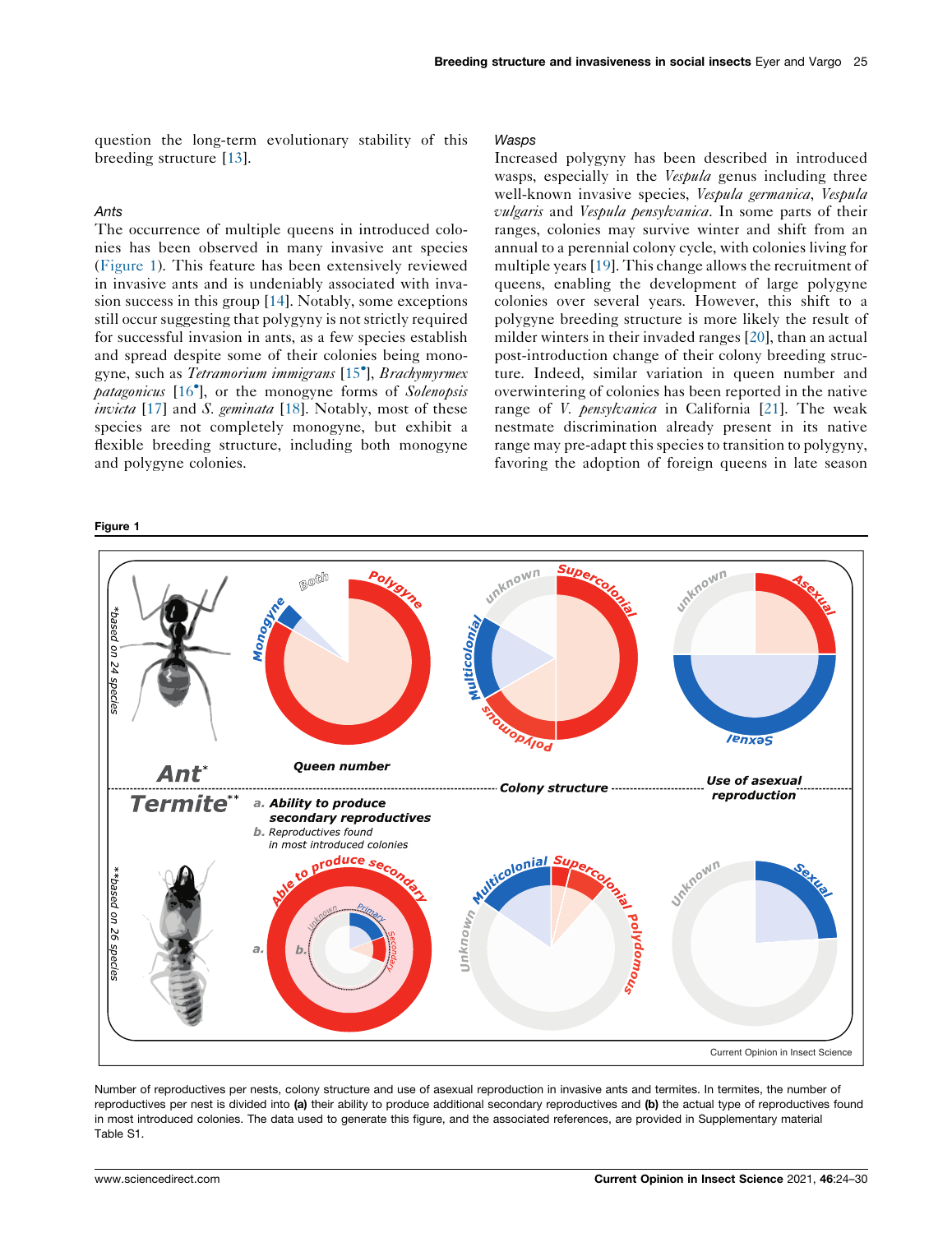question the long-term evolutionary stability of this breeding structure [13].

### Ants

The occurrence of multiple queens in introduced colonies has been observed in many invasive ant species (Figure 1). This feature has been extensively reviewed in invasive ants and is undeniably associated with invasion success in this group [14]. Notably, some exceptions still occur suggesting that polygyny is not strictly required for successful invasion in ants, as a few species establish and spread despite some of their colonies being monogyne, such as *Tetramorium immigrans* [15•], *Brachymyrmex patagonicus* [16•], or the monogyne forms of *Solenopsis invicta* [17] and *S. geminata* [18]. Notably, most of these species are not completely monogyne, but exhibit a flexible breeding structure, including both monogyne and polygyne colonies.

### Wasps

Increased polygyny has been described in introduced wasps, especially in the *Vespula* genus including three well-known invasive species, *Vespula germanica*, *Vespula vulgaris* and *Vespula pensylvanica*. In some parts of their ranges, colonies may survive winter and shift from an annual to a perennial colony cycle, with colonies living for multiple years [19]. This change allows the recruitment of queens, enabling the development of large polygyne colonies over several years. However, this shift to a polygyne breeding structure is more likely the result of milder winters in their invaded ranges [20], than an actual post-introduction change of their colony breeding structure. Indeed, similar variation in queen number and overwintering of colonies has been reported in the native range of *V. pensylvanica* in California [21]. The weak nestmate discrimination already present in its native range may pre-adapt this species to transition to polygyny, favoring the adoption of foreign queens in late season

**Figure 1**

Number of reproductives per nests, colony structure and use of asexual reproduction in invasive ants and termites. In termites, the number of reproductives per nest is divided into **(a)** their ability to produce additional secondary reproductives and **(b)** the actual type of reproductives found in most introduced colonies. The data used to generate this figure, and the associated references, are provided in Supplementary material Table S1.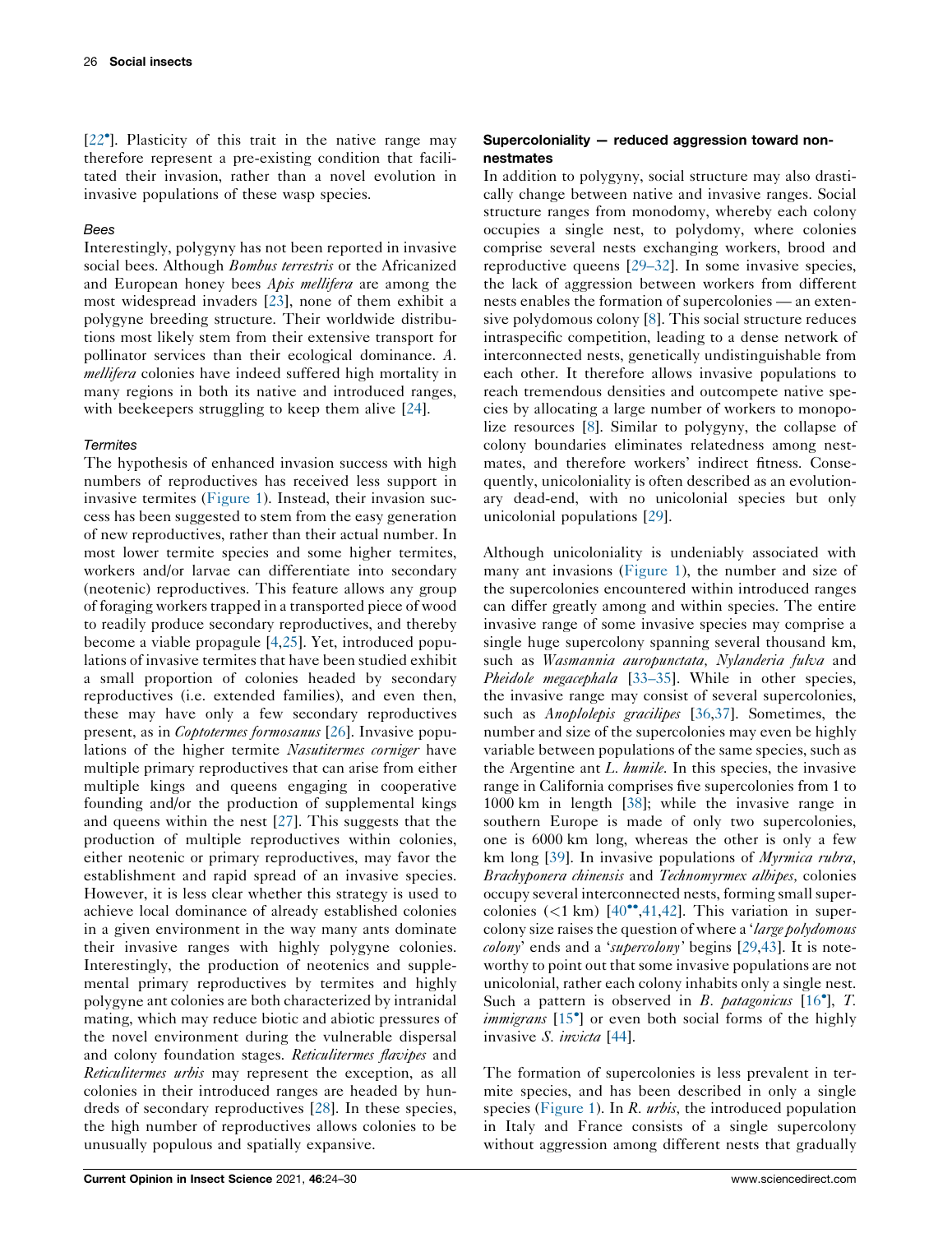[22•]. Plasticity of this trait in the native range may therefore represent a pre-existing condition that facilitated their invasion, rather than a novel evolution in invasive populations of these wasp species.

### Bees

Interestingly, polygyny has not been reported in invasive social bees. Although *Bombus terrestris* or the Africanized and European honey bees *Apis mellifera* are among the most widespread invaders [23], none of them exhibit a polygyne breeding structure. Their worldwide distributions most likely stem from their extensive transport for pollinator services than their ecological dominance. *A. mellifera* colonies have indeed suffered high mortality in many regions in both its native and introduced ranges, with beekeepers struggling to keep them alive [24].

### Termites

The hypothesis of enhanced invasion success with high numbers of reproductives has received less support in invasive termites (Figure 1). Instead, their invasion success has been suggested to stem from the easy generation of new reproductives, rather than their actual number. In most lower termite species and some higher termites, workers and/or larvae can differentiate into secondary (neotenic) reproductives. This feature allows any group of foraging workers trapped in a transported piece of wood to readily produce secondary reproductives, and thereby become a viable propagule [4,25]. Yet, introduced populations of invasive termites that have been studied exhibit a small proportion of colonies headed by secondary reproductives (i.e. extended families), and even then, these may have only a few secondary reproductives present, as in *Coptotermes formosanus* [26]. Invasive populations of the higher termite *Nasutitermes corniger* have multiple primary reproductives that can arise from either multiple kings and queens engaging in cooperative founding and/or the production of supplemental kings and queens within the nest [27]. This suggests that the production of multiple reproductives within colonies, either neotenic or primary reproductives, may favor the establishment and rapid spread of an invasive species. However, it is less clear whether this strategy is used to achieve local dominance of already established colonies in a given environment in the way many ants dominate their invasive ranges with highly polygyne colonies. Interestingly, the production of neotenics and supplemental primary reproductives by termites and highly polygyne ant colonies are both characterized by intranidal mating, which may reduce biotic and abiotic pressures of the novel environment during the vulnerable dispersal and colony foundation stages. *Reticulitermes flavipes* and *Reticulitermes urbis* may represent the exception, as all colonies in their introduced ranges are headed by hundreds of secondary reproductives [28]. In these species, the high number of reproductives allows colonies to be unusually populous and spatially expansive.

## Supercoloniality — reduced aggression toward non-nestmates

In addition to polygyny, social structure may also drastically change between native and invasive ranges. Social structure ranges from monodomy, whereby each colony occupies a single nest, to polydomy, where colonies comprise several nests exchanging workers, brood and reproductive queens [29–32]. In some invasive species, the lack of aggression between workers from different nests enables the formation of supercolonies — an extensive polydomous colony [8]. This social structure reduces intraspecific competition, leading to a dense network of interconnected nests, genetically undistinguishable from each other. It therefore allows invasive populations to reach tremendous densities and outcompete native species by allocating a large number of workers to monopolize resources [8]. Similar to polygyny, the collapse of colony boundaries eliminates relatedness among nestmates, and therefore workers' indirect fitness. Consequently, unicoloniality is often described as an evolutionary dead-end, with no unicolonial species but only unicolonial populations [29].

Although unicoloniality is undeniably associated with many ant invasions (Figure 1), the number and size of the supercolonies encountered within introduced ranges can differ greatly among and within species. The entire invasive range of some invasive species may comprise a single huge supercolony spanning several thousand km, such as *Wasmannia auropunctata*, *Nylanderia fulva* and *Pheidole megacephala* [33–35]. While in other species, the invasive range may consist of several supercolonies, such as *Anoplolepis gracilipes* [36,37]. Sometimes, the number and size of the supercolonies may even be highly variable between populations of the same species, such as the Argentine ant *L. humile*. In this species, the invasive range in California comprises five supercolonies from 1 to 1000 km in length [38]; while the invasive range in southern Europe is made of only two supercolonies, one is 6000 km long, whereas the other is only a few km long [39]. In invasive populations of *Myrmica rubra*, *Brachyponera chinensis* and *Technomyrmex albipes*, colonies occupy several interconnected nests, forming small supercolonies (<1 km) [40••,41,42]. This variation in supercolony size raises the question of where a '*large polydomous colony*' ends and a '*supercolony*' begins [29,43]. It is noteworthy to point out that some invasive populations are not unicolonial, rather each colony inhabits only a single nest. Such a pattern is observed in *B. patagonicus* [16•], *T. immigrans* [15•] or even both social forms of the highly invasive *S. invicta* [44].

The formation of supercolonies is less prevalent in termite species, and has been described in only a single species (Figure 1). In *R. urbis*, the introduced population in Italy and France consists of a single supercolony without aggression among different nests that gradually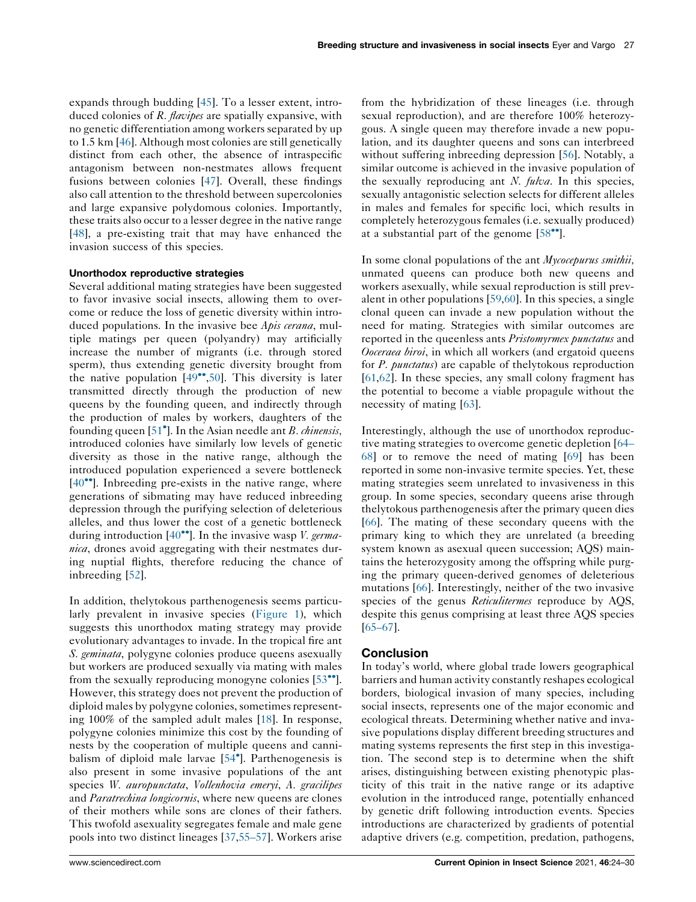expands through budding [45]. To a lesser extent, introduced colonies of *R. flavipes* are spatially expansive, with no genetic differentiation among workers separated by up to 1.5 km [46]. Although most colonies are still genetically distinct from each other, the absence of intraspecific antagonism between non-nestmates allows frequent fusions between colonies [47]. Overall, these findings also call attention to the threshold between supercolonies and large expansive polydomous colonies. Importantly, these traits also occur to a lesser degree in the native range [48], a pre-existing trait that may have enhanced the invasion success of this species.

### Unorthodox reproductive strategies

Several additional mating strategies have been suggested to favor invasive social insects, allowing them to overcome or reduce the loss of genetic diversity within introduced populations. In the invasive bee *Apis cerana*, multiple matings per queen (polyandry) may artificially increase the number of migrants (i.e. through stored sperm), thus extending genetic diversity brought from the native population [49••,50]. This diversity is later transmitted directly through the production of new queens by the founding queen, and indirectly through the production of males by workers, daughters of the founding queen [51•]. In the Asian needle ant *B. chinensis,* introduced colonies have similarly low levels of genetic diversity as those in the native range, although the introduced population experienced a severe bottleneck [40••]. Inbreeding pre-exists in the native range, where generations of sibmating may have reduced inbreeding depression through the purifying selection of deleterious alleles, and thus lower the cost of a genetic bottleneck during introduction [40••]. In the invasive wasp *V. germanica*, drones avoid aggregating with their nestmates during nuptial flights, therefore reducing the chance of inbreeding [52].

In addition, thelytokous parthenogenesis seems particularly prevalent in invasive species (Figure 1), which suggests this unorthodox mating strategy may provide evolutionary advantages to invade. In the tropical fire ant *S. geminata*, polygyne colonies produce queens asexually but workers are produced sexually via mating with males from the sexually reproducing monogyne colonies [53••]. However, this strategy does not prevent the production of diploid males by polygyne colonies, sometimes representing 100% of the sampled adult males [18]. In response, polygyne colonies minimize this cost by the founding of nests by the cooperation of multiple queens and cannibalism of diploid male larvae [54•]. Parthenogenesis is also present in some invasive populations of the ant species *W. auropunctata*, *Vollenhovia emeryi*, *A. gracilipes* and *Paratrechina longicornis*, where new queens are clones of their mothers while sons are clones of their fathers. This twofold asexuality segregates female and male gene pools into two distinct lineages [37,55–57]. Workers arise from the hybridization of these lineages (i.e. through sexual reproduction), and are therefore 100% heterozygous. A single queen may therefore invade a new population, and its daughter queens and sons can interbreed without suffering inbreeding depression [56]. Notably, a similar outcome is achieved in the invasive population of the sexually reproducing ant *N. fulva*. In this species, sexually antagonistic selection selects for different alleles in males and females for specific loci, which results in completely heterozygous females (i.e. sexually produced) at a substantial part of the genome [58••].

In some clonal populations of the ant *Mycocepurus smithii*, unmated queens can produce both new queens and workers asexually, while sexual reproduction is still prevalent in other populations [59,60]. In this species, a single clonal queen can invade a new population without the need for mating. Strategies with similar outcomes are reported in the queenless ants *Pristomyrmex punctatus* and *Ooceraea biroi*, in which all workers (and ergatoid queens for *P. punctatus*) are capable of thelytokous reproduction [61,62]. In these species, any small colony fragment has the potential to become a viable propagule without the necessity of mating [63].

Interestingly, although the use of unorthodox reproductive mating strategies to overcome genetic depletion [64–68] or to remove the need of mating [69] has been reported in some non-invasive termite species. Yet, these mating strategies seem unrelated to invasiveness in this group. In some species, secondary queens arise through thelytokous parthenogenesis after the primary queen dies [66]. The mating of these secondary queens with the primary king to which they are unrelated (a breeding system known as asexual queen succession; AQS) maintains the heterozygosity among the offspring while purging the primary queen-derived genomes of deleterious mutations [66]. Interestingly, neither of the two invasive species of the genus *Reticulitermes* reproduce by AQS, despite this genus comprising at least three AQS species [65–67].

## Conclusion

In today's world, where global trade lowers geographical barriers and human activity constantly reshapes ecological borders, biological invasion of many species, including social insects, represents one of the major economic and ecological threats. Determining whether native and invasive populations display different breeding structures and mating systems represents the first step in this investigation. The second step is to determine when the shift arises, distinguishing between existing phenotypic plasticity of this trait in the native range or its adaptive evolution in the introduced range, potentially enhanced by genetic drift following introduction events. Species introductions are characterized by gradients of potential adaptive drivers (e.g. competition, predation, pathogens,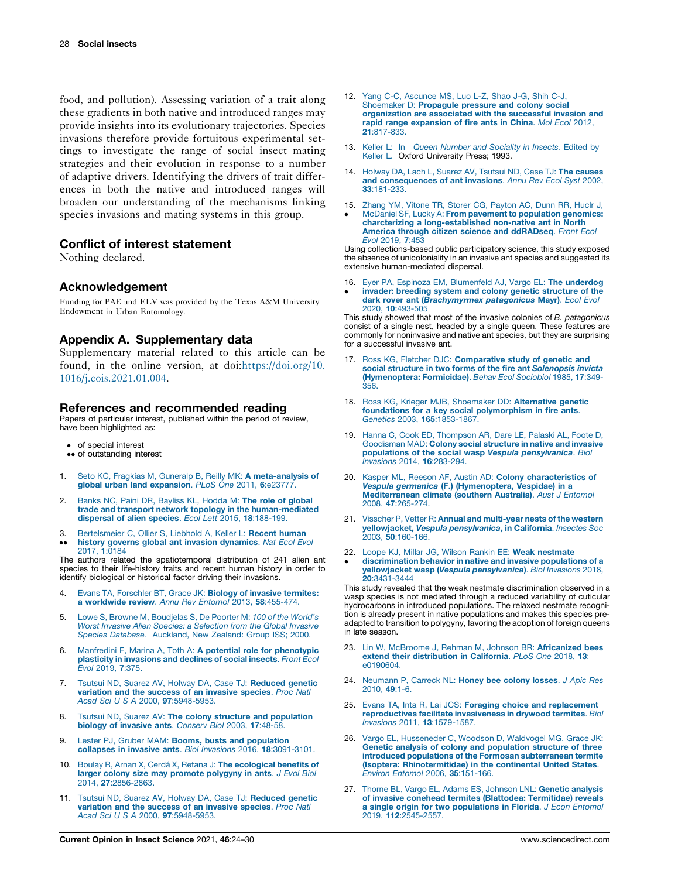food, and pollution). Assessing variation of a trait along these gradients in both native and introduced ranges may provide insights into its evolutionary trajectories. Species invasions therefore provide fortuitous experimental settings to investigate the range of social insect mating strategies and their evolution in response to a number of adaptive drivers. Identifying the drivers of trait differences in both the native and introduced ranges will broaden our understanding of the mechanisms linking species invasions and mating systems in this group.

## Conflict of interest statement

Nothing declared.

## Acknowledgement

Funding for PAE and ELV was provided by the Texas A&M University Endowment in Urban Entomology.

## Appendix A. Supplementary data

Supplementary material related to this article can be found, in the online version, at doi:https://doi.org/10.1016/j.cois.2021.01.004.

## References and recommended reading

Papers of particular interest, published within the period of review, have been highlighted as:

- • of special interest
- •• of outstanding interest

1. Seto KC, Fragkias M, Guneralp B, Reilly MK: **A meta-analysis of global urban land expansion**. *PLoS One* 2011, **6**:e23777.

2. Banks NC, Paini DR, Bayliss KL, Hodda M: **The role of global trade and transport network topology in the human-mediated dispersal of alien species**. *Ecol Lett* 2015, **18**:188-199.

3. •• Bertelsmeier C, Ollier S, Liebhold A, Keller L: **Recent human history governs global ant invasion dynamics**. *Nat Ecol Evol* 2017, **1**:0184
The authors related the spatiotemporal distribution of 241 alien ant species to their life-history traits and recent human history in order to identify biological or historical factor driving their invasions.

4. Evans TA, Forschler BT, Grace JK: **Biology of invasive termites: a worldwide review**. *Annu Rev Entomol* 2013, **58**:455-474.

5. Lowe S, Browne M, Boudjelas S, De Poorter M: *100 of the World's Worst Invasive Alien Species: a Selection from the Global Invasive Species Database*. Auckland, New Zealand: Group ISS; 2000.

6. Manfredini F, Marina A, Toth A: **A potential role for phenotypic plasticity in invasions and declines of social insects**. *Front Ecol Evol* 2019, **7**:375.

7. Tsutsui ND, Suarez AV, Holway DA, Case TJ: **Reduced genetic variation and the success of an invasive species**. *Proc Natl Acad Sci U S A* 2000, **97**:5948-5953.

8. Tsutsui ND, Suarez AV: **The colony structure and population biology of invasive ants**. *Conserv Biol* 2003, **17**:48-58.

9. Lester PJ, Gruber MAM: **Booms, busts and population collapses in invasive ants**. *Biol Invasions* 2016, **18**:3091-3101.

10. Boulay R, Arnan X, Cerdá X, Retana J: **The ecological benefits of larger colony size may promote polygyny in ants**. *J Evol Biol* 2014, **27**:2856-2863.

11. Tsutsui ND, Suarez AV, Holway DA, Case TJ: **Reduced genetic variation and the success of an invasive species**. *Proc Natl Acad Sci U S A* 2000, **97**:5948-5953.

12. Yang C-C, Ascunce MS, Luo L-Z, Shao J-G, Shih C-J, Shoemaker D: **Propagule pressure and colony social organization are associated with the successful invasion and rapid range expansion of fire ants in China**. *Mol Ecol* 2012, **21**:817-833.

13. Keller L: In *Queen Number and Sociality in Insects.* Edited by Keller L. Oxford University Press; 1993.

14. Holway DA, Lach L, Suarez AV, Tsutsui ND, Case TJ: **The causes and consequences of ant invasions**. *Annu Rev Ecol Syst* 2002, **33**:181-233.

15. • Zhang YM, Vitone TR, Storer CG, Payton AC, Dunn RR, Hulcr J, McDaniel SF, Lucky A: **From pavement to population genomics: charcterizing a long-established non-native ant in North America through citizen science and ddRADseq**. *Front Ecol Evol* 2019, **7**:453
Using collections-based public participatory science, this study exposed the absence of unicoloniality in an invasive ant species and suggested its extensive human-mediated dispersal.

16. • Eyer PA, Espinoza EM, Blumenfeld AJ, Vargo EL: **The underdog invader: breeding system and colony genetic structure of the dark rover ant (*Brachymyrmex patagonicus* Mayr)**. *Ecol Evol* 2020, **10**:493-505
This study showed that most of the invasive colonies of *B. patagonicus* consist of a single nest, headed by a single queen. These features are commonly for noninvasive and native ant species, but they are surprising for a successful invasive ant.

17. Ross KG, Fletcher DJC: **Comparative study of genetic and social structure in two forms of the fire ant *Solenopsis invicta* (Hymenoptera: Formicidae)**. *Behav Ecol Sociobiol* 1985, **17**:349-356.

18. Ross KG, Krieger MJB, Shoemaker DD: **Alternative genetic foundations for a key social polymorphism in fire ants**. *Genetics* 2003, **165**:1853-1867.

19. Hanna C, Cook ED, Thompson AR, Dare LE, Palaski AL, Foote D, Goodisman MAD: **Colony social structure in native and invasive populations of the social wasp *Vespula pensylvanica***. *Biol Invasions* 2014, **16**:283-294.

20. Kasper ML, Reeson AF, Austin AD: **Colony characteristics of *Vespula germanica* (F.) (Hymenoptera, Vespidae) in a Mediterranean climate (southern Australia)**. *Aust J Entomol* 2008, **47**:265-274.

21. Visscher P, Vetter R: **Annual and multi-year nests of the western yellowjacket, *Vespula pensylvanica*, in California**. *Insectes Soc* 2003, **50**:160-166.

22. • Loope KJ, Millar JG, Wilson Rankin EE: **Weak nestmate discrimination behavior in native and invasive populations of a yellowjacket wasp (*Vespula pensylvanica*)**. *Biol Invasions* 2018, **20**:3431-3444
This study revealed that the weak nestmate discrimination observed in a wasp species is not mediated through a reduced variability of cuticular hydrocarbons in introduced populations. The relaxed nestmate recognition is already present in native populations and makes this species pre-adapted to transition to polygyny, favoring the adoption of foreign queens in late season.

23. Lin W, McBroome J, Rehman M, Johnson BR: **Africanized bees extend their distribution in California**. *PLoS One* 2018, **13**:e0190604.

24. Neumann P, Carreck NL: **Honey bee colony losses**. *J Apic Res* 2010, **49**:1-6.

25. Evans TA, Inta R, Lai JCS: **Foraging choice and replacement reproductives facilitate invasiveness in drywood termites**. *Biol Invasions* 2011, **13**:1579-1587.

26. Vargo EL, Husseneder C, Woodson D, Waldvogel MG, Grace JK: **Genetic analysis of colony and population structure of three introduced populations of the Formosan subterranean termite (Isoptera: Rhinotermitidae) in the continental United States**. *Environ Entomol* 2006, **35**:151-166.

27. Thorne BL, Vargo EL, Adams ES, Johnson LNL: **Genetic analysis of invasive conehead termites (Blattodea: Termitidae) reveals a single origin for two populations in Florida**. *J Econ Entomol* 2019, **112**:2545-2557.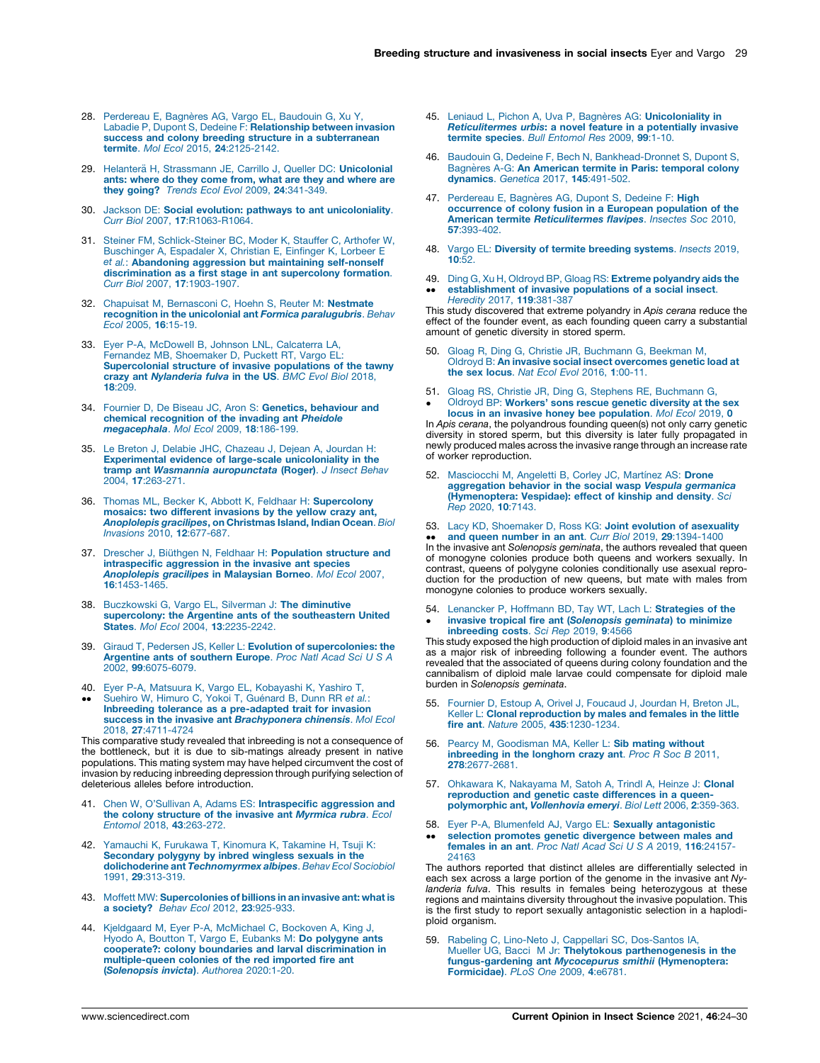28. Perdereau E, Bagnères AG, Vargo EL, Baudouin G, Xu Y, Labadie P, Dupont S, Dedeine F: **Relationship between invasion success and colony breeding structure in a subterranean termite**. *Mol Ecol* 2015, **24**:2125-2142.

29. Helanterä H, Strassmann JE, Carrillo J, Queller DC: **Unicolonial ants: where do they come from, what are they and where are they going?** *Trends Ecol Evol* 2009, **24**:341-349.

30. Jackson DE: **Social evolution: pathways to ant unicoloniality**. *Curr Biol* 2007, **17**:R1063-R1064.

31. Steiner FM, Schlick-Steiner BC, Moder K, Stauffer C, Arthofer W, Buschinger A, Espadaler X, Christian E, Einfinger K, Lorbeer E *et al.*: **Abandoning aggression but maintaining self-nonself discrimination as a first stage in ant supercolony formation**. *Curr Biol* 2007, **17**:1903-1907.

32. Chapuisat M, Bernasconi C, Hoehn S, Reuter M: **Nestmate recognition in the unicolonial ant *Formica paralugubris***. *Behav Ecol* 2005, **16**:15-19.

33. Eyer P-A, McDowell B, Johnson LNL, Calcaterra LA, Fernandez MB, Shoemaker D, Puckett RT, Vargo EL: **Supercolonial structure of invasive populations of the tawny crazy ant *Nylanderia fulva* in the US**. *BMC Evol Biol* 2018, **18**:209.

34. Fournier D, De Biseau JC, Aron S: **Genetics, behaviour and chemical recognition of the invading ant *Pheidole megacephala***. *Mol Ecol* 2009, **18**:186-199.

35. Le Breton J, Delabie JHC, Chazeau J, Dejean A, Jourdan H: **Experimental evidence of large-scale unicoloniality in the tramp ant *Wasmannia auropunctata* (Roger)**. *J Insect Behav* 2004, **17**:263-271.

36. Thomas ML, Becker K, Abbott K, Feldhaar H: **Supercolony mosaics: two different invasions by the yellow crazy ant, *Anoplolepis gracilipes*, on Christmas Island, Indian Ocean**. *Biol Invasions* 2010, **12**:677-687.

37. Drescher J, Blüthgen N, Feldhaar H: **Population structure and intraspecific aggression in the invasive ant species *Anoplolepis gracilipes* in Malaysian Borneo**. *Mol Ecol* 2007, **16**:1453-1465.

38. Buczkowski G, Vargo EL, Silverman J: **The diminutive supercolony: the Argentine ants of the southeastern United States**. *Mol Ecol* 2004, **13**:2235-2242.

39. Giraud T, Pedersen JS, Keller L: **Evolution of supercolonies: the Argentine ants of southern Europe**. *Proc Natl Acad Sci U S A* 2002, **99**:6075-6079.

40. •• Eyer P-A, Matsuura K, Vargo EL, Kobayashi K, Yashiro T, Suehiro W, Himuro C, Yokoi T, Guénard B, Dunn RR *et al.*: **Inbreeding tolerance as a pre-adapted trait for invasion success in the invasive ant *Brachyponera chinensis***. *Mol Ecol* 2018, **27**:4711-4724

This comparative study revealed that inbreeding is not a consequence of the bottleneck, but it is due to sib-matings already present in native populations. This mating system may have helped circumvent the cost of invasion by reducing inbreeding depression through purifying selection of deleterious alleles before introduction.

41. Chen W, O'Sullivan A, Adams ES: **Intraspecific aggression and the colony structure of the invasive ant *Myrmica rubra***. *Ecol Entomol* 2018, **43**:263-272.

42. Yamauchi K, Furukawa T, Kinomura K, Takamine H, Tsuji K: **Secondary polygyny by inbred wingless sexuals in the dolichoderine ant *Technomyrmex albipes***. *Behav Ecol Sociobiol* 1991, **29**:313-319.

43. Moffett MW: **Supercolonies of billions in an invasive ant: what is a society?** *Behav Ecol* 2012, **23**:925-933.

44. Kjeldgaard M, Eyer P-A, McMichael C, Bockoven A, King J, Hyodo A, Boutton T, Vargo E, Eubanks M: **Do polygyne ants cooperate?: colony boundaries and larval discrimination in multiple-queen colonies of the red imported fire ant (*Solenopsis invicta*)**. *Authorea* 2020:1-20.

45. Leniaud L, Pichon A, Uva P, Bagnères AG: **Unicoloniality in *Reticulitermes urbis*: a novel feature in a potentially invasive termite species**. *Bull Entomol Res* 2009, **99**:1-10.

46. Baudouin G, Dedeine F, Bech N, Bankhead-Dronnet S, Dupont S, Bagnères A-G: **An American termite in Paris: temporal colony dynamics**. *Genetica* 2017, **145**:491-502.

47. Perdereau E, Bagnères AG, Dupont S, Dedeine F: **High occurrence of colony fusion in a European population of the American termite *Reticulitermes flavipes***. *Insectes Soc* 2010, **57**:393-402.

48. Vargo EL: **Diversity of termite breeding systems**. *Insects* 2019, **10**:52.

49. •• Ding G, Xu H, Oldroyd BP, Gloag RS: **Extreme polyandry aids the establishment of invasive populations of a social insect**. *Heredity* 2017, **119**:381-387

This study discovered that extreme polyandry in *Apis cerana* reduce the effect of the founder event, as each founding queen carry a substantial amount of genetic diversity in stored sperm.

50. Gloag R, Ding G, Christie JR, Buchmann G, Beekman M, Oldroyd B: **An invasive social insect overcomes genetic load at the sex locus**. *Nat Ecol Evol* 2016, **1**:00-11.

51. • Gloag RS, Christie JR, Ding G, Stephens RE, Buchmann G, Oldroyd BP: **Workers' sons rescue genetic diversity at the sex locus in an invasive honey bee population**. *Mol Ecol* 2019, **0**

In *Apis cerana*, the polyandrous founding queen(s) not only carry genetic diversity in stored sperm, but this diversity is later fully propagated in newly produced males across the invasive range through an increase rate of worker reproduction.

52. Masciocchi M, Angeletti B, Corley JC, Martínez AS: **Drone aggregation behavior in the social wasp *Vespula germanica* (Hymenoptera: Vespidae): effect of kinship and density**. *Sci Rep* 2020, **10**:7143.

53. •• Lacy KD, Shoemaker D, Ross KG: **Joint evolution of asexuality and queen number in an ant**. *Curr Biol* 2019, **29**:1394-1400

In the invasive ant *Solenopsis geminata*, the authors revealed that queen of monogyne colonies produce both queens and workers sexually. In contrast, queens of polygyne colonies conditionally use asexual reproduction for the production of new queens, but mate with males from monogyne colonies to produce workers sexually.

54. • Lenancker P, Hoffmann BD, Tay WT, Lach L: **Strategies of the invasive tropical fire ant (*Solenopsis geminata*) to minimize inbreeding costs**. *Sci Rep* 2019, **9**:4566

This study exposed the high production of diploid males in an invasive ant as a major risk of inbreeding following a founder event. The authors revealed that the associated of queens during colony foundation and the cannibalism of diploid male larvae could compensate for diploid male burden in *Solenopsis geminata*.

55. Fournier D, Estoup A, Orivel J, Foucaud J, Jourdan H, Breton JL, Keller L: **Clonal reproduction by males and females in the little fire ant**. *Nature* 2005, **435**:1230-1234.

56. Pearcy M, Goodisman MA, Keller L: **Sib mating without inbreeding in the longhorn crazy ant**. *Proc R Soc B* 2011, **278**:2677-2681.

57. Ohkawara K, Nakayama M, Satoh A, Trindl A, Heinze J: **Clonal reproduction and genetic caste differences in a queen-polymorphic ant, *Vollenhovia emeryi***. *Biol Lett* 2006, **2**:359-363.

58. •• Eyer P-A, Blumenfeld AJ, Vargo EL: **Sexually antagonistic selection promotes genetic divergence between males and females in an ant**. *Proc Natl Acad Sci U S A* 2019, **116**:24157-24163

The authors reported that distinct alleles are differentially selected in each sex across a large portion of the genome in the invasive ant *Nylanderia fulva*. This results in females being heterozygous at these regions and maintains diversity throughout the invasive population. This is the first study to report sexually antagonistic selection in a haplodiploid organism.

59. Rabeling C, Lino-Neto J, Cappellari SC, Dos-Santos IA, Mueller UG, Bacci M Jr: **Thelytokous parthenogenesis in the fungus-gardening ant *Mycocepurus smithii* (Hymenoptera: Formicidae)**. *PLoS One* 2009, **4**:e6781.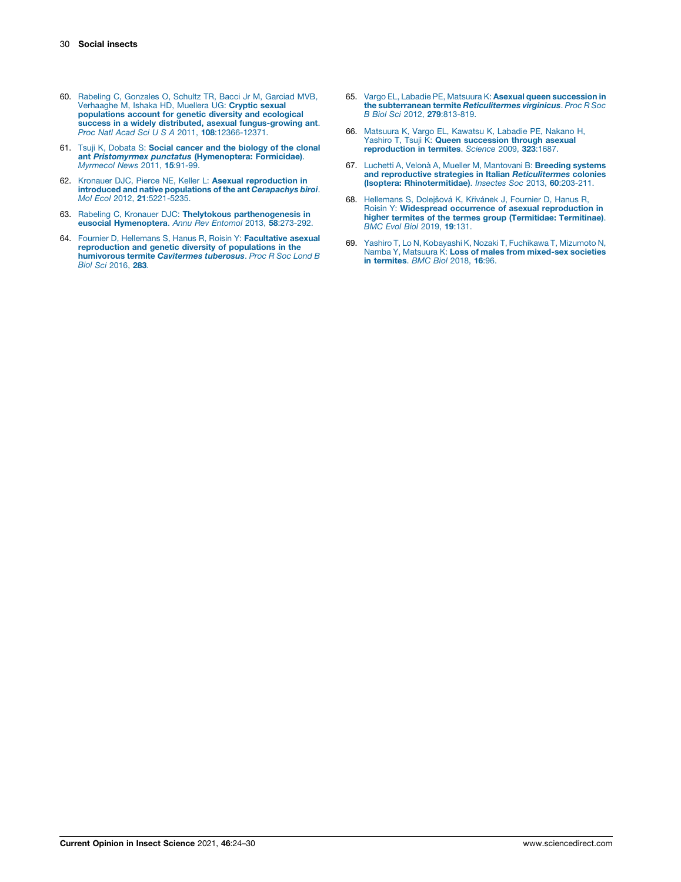60. Rabeling C, Gonzales O, Schultz TR, Bacci Jr M, Garciad MVB, Verhaaghe M, Ishaka HD, Muellera UG: **Cryptic sexual populations account for genetic diversity and ecological success in a widely distributed, asexual fungus-growing ant**. *Proc Natl Acad Sci U S A* 2011, **108**:12366-12371.

61. Tsuji K, Dobata S: **Social cancer and the biology of the clonal ant *Pristomyrmex punctatus* (Hymenoptera: Formicidae)**. *Myrmecol News* 2011, **15**:91-99.

62. Kronauer DJC, Pierce NE, Keller L: **Asexual reproduction in introduced and native populations of the ant *Cerapachys biroi***. *Mol Ecol* 2012, **21**:5221-5235.

63. Rabeling C, Kronauer DJC: **Thelytokous parthenogenesis in eusocial Hymenoptera**. *Annu Rev Entomol* 2013, **58**:273-292.

64. Fournier D, Hellemans S, Hanus R, Roisin Y: **Facultative asexual reproduction and genetic diversity of populations in the humivorous termite *Cavitermes tuberosus***. *Proc R Soc Lond B Biol Sci* 2016, **283**.

65. Vargo EL, Labadie PE, Matsuura K: **Asexual queen succession in the subterranean termite *Reticulitermes virginicus***. *Proc R Soc B Biol Sci* 2012, **279**:813-819.

66. Matsuura K, Vargo EL, Kawatsu K, Labadie PE, Nakano H, Yashiro T, Tsuji K: **Queen succession through asexual reproduction in termites**. *Science* 2009, **323**:1687.

67. Luchetti A, Velonà A, Mueller M, Mantovani B: **Breeding systems and reproductive strategies in Italian *Reticulitermes* colonies (Isoptera: Rhinotermitidae)**. *Insectes Soc* 2013, **60**:203-211.

68. Hellemans S, Dolejšová K, Křivánek J, Fournier D, Hanus R, Roisin Y: **Widespread occurrence of asexual reproduction in higher termites of the termes group (Termitidae: Termitinae)**. *BMC Evol Biol* 2019, **19**:131.

69. Yashiro T, Lo N, Kobayashi K, Nozaki T, Fuchikawa T, Mizumoto N, Namba Y, Matsuura K: **Loss of males from mixed-sex societies in termites**. *BMC Biol* 2018, **16**:96.